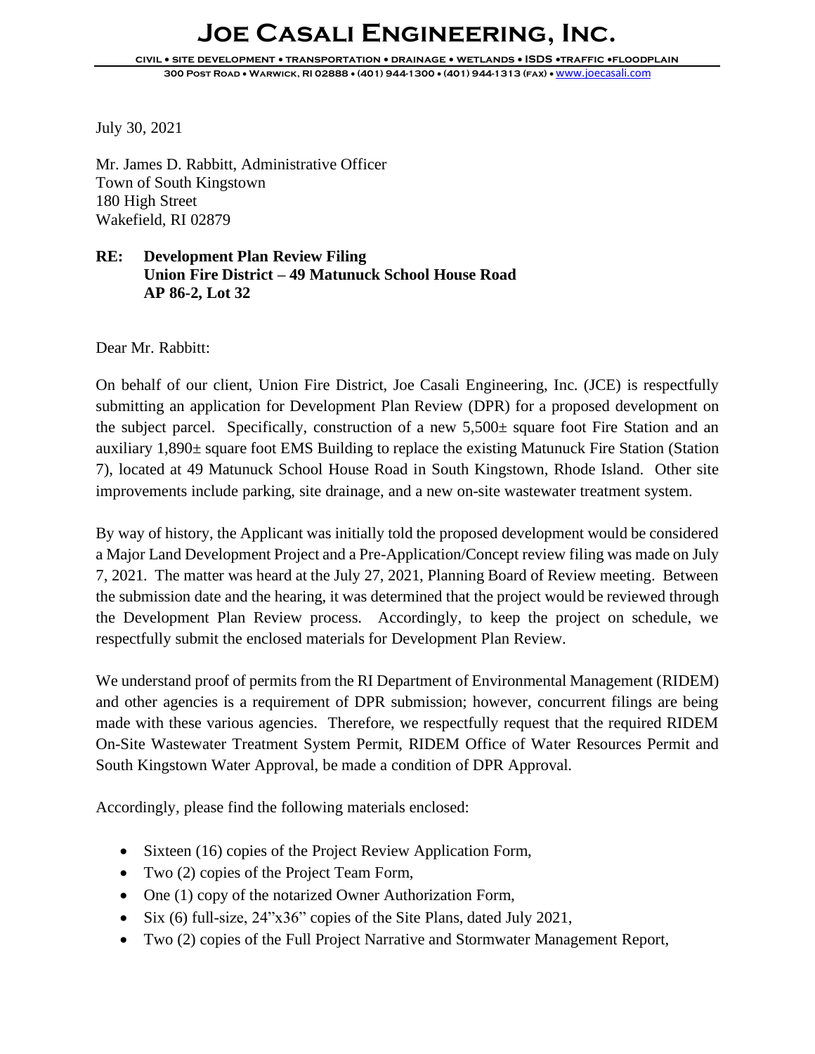# JOE CASALI ENGINEERING, INC.

CIVIL • SITE DEVELOPMENT • TRANSPORTATION • DRAINAGE • WETLANDS • ISDS •TRAFFIC •FLOODPLAIN

300 POST ROAD • WARWICK, RI 02888 • (401) 944-1300 • (401) 944-1313 (FAX) • www.joecasali.com

July 30, 2021

Mr. James D. Rabbitt, Administrative Officer
Town of South Kingstown
180 High Street
Wakefield, RI 02879

**RE: Development Plan Review Filing**
**Union Fire District – 49 Matunuck School House Road**
**AP 86-2, Lot 32**

Dear Mr. Rabbitt:

On behalf of our client, Union Fire District, Joe Casali Engineering, Inc. (JCE) is respectfully submitting an application for Development Plan Review (DPR) for a proposed development on the subject parcel. Specifically, construction of a new 5,500± square foot Fire Station and an auxiliary 1,890± square foot EMS Building to replace the existing Matunuck Fire Station (Station 7), located at 49 Matunuck School House Road in South Kingstown, Rhode Island. Other site improvements include parking, site drainage, and a new on-site wastewater treatment system.

By way of history, the Applicant was initially told the proposed development would be considered a Major Land Development Project and a Pre-Application/Concept review filing was made on July 7, 2021. The matter was heard at the July 27, 2021, Planning Board of Review meeting. Between the submission date and the hearing, it was determined that the project would be reviewed through the Development Plan Review process. Accordingly, to keep the project on schedule, we respectfully submit the enclosed materials for Development Plan Review.

We understand proof of permits from the RI Department of Environmental Management (RIDEM) and other agencies is a requirement of DPR submission; however, concurrent filings are being made with these various agencies. Therefore, we respectfully request that the required RIDEM On-Site Wastewater Treatment System Permit, RIDEM Office of Water Resources Permit and South Kingstown Water Approval, be made a condition of DPR Approval.

Accordingly, please find the following materials enclosed:

- Sixteen (16) copies of the Project Review Application Form,
- Two (2) copies of the Project Team Form,
- One (1) copy of the notarized Owner Authorization Form,
- Six (6) full-size, 24"x36" copies of the Site Plans, dated July 2021,
- Two (2) copies of the Full Project Narrative and Stormwater Management Report,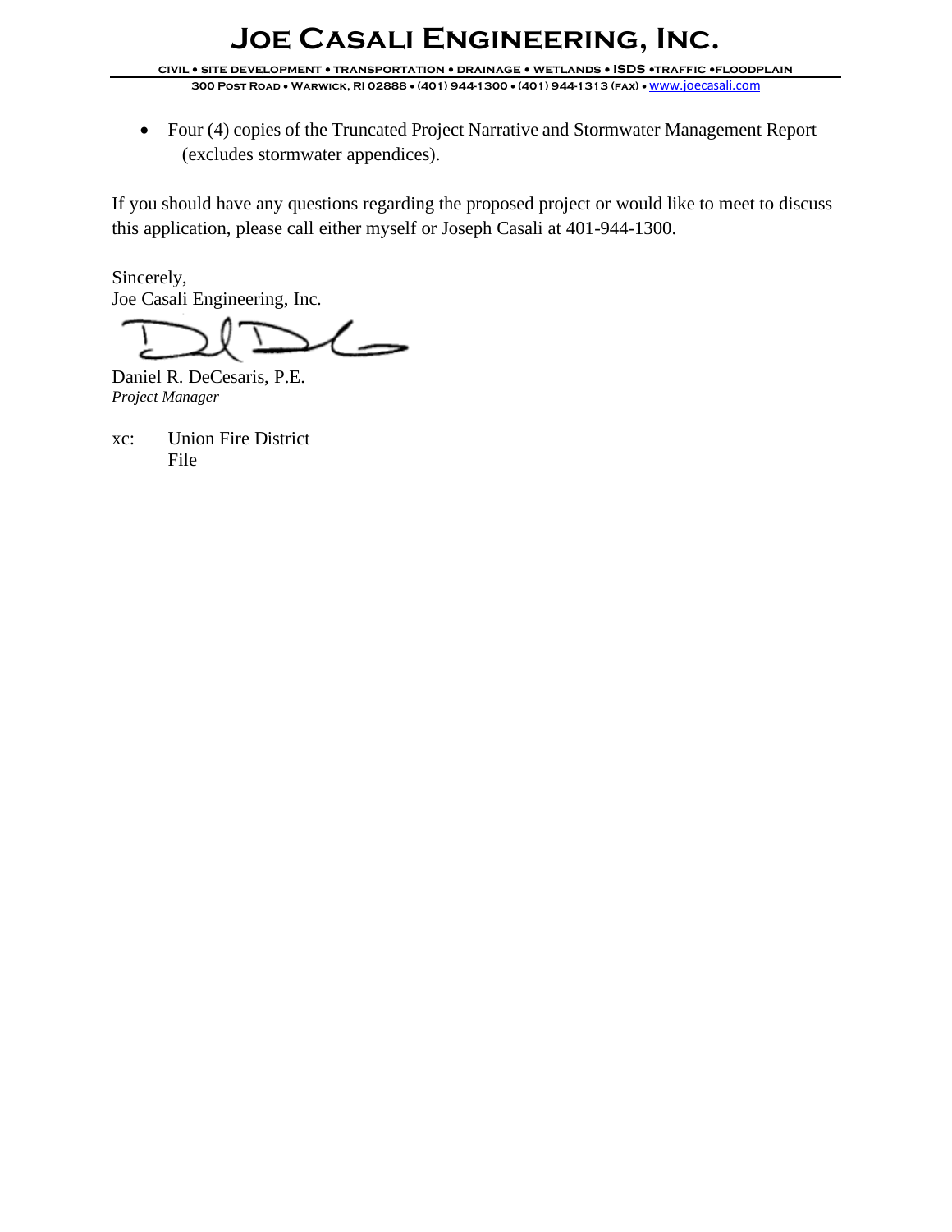- Four (4) copies of the Truncated Project Narrative and Stormwater Management Report (excludes stormwater appendices).

If you should have any questions regarding the proposed project or would like to meet to discuss this application, please call either myself or Joseph Casali at 401-944-1300.

Sincerely,
Joe Casali Engineering, Inc.

Daniel R. DeCesaris, P.E.
*Project Manager*

xc: Union Fire District
File